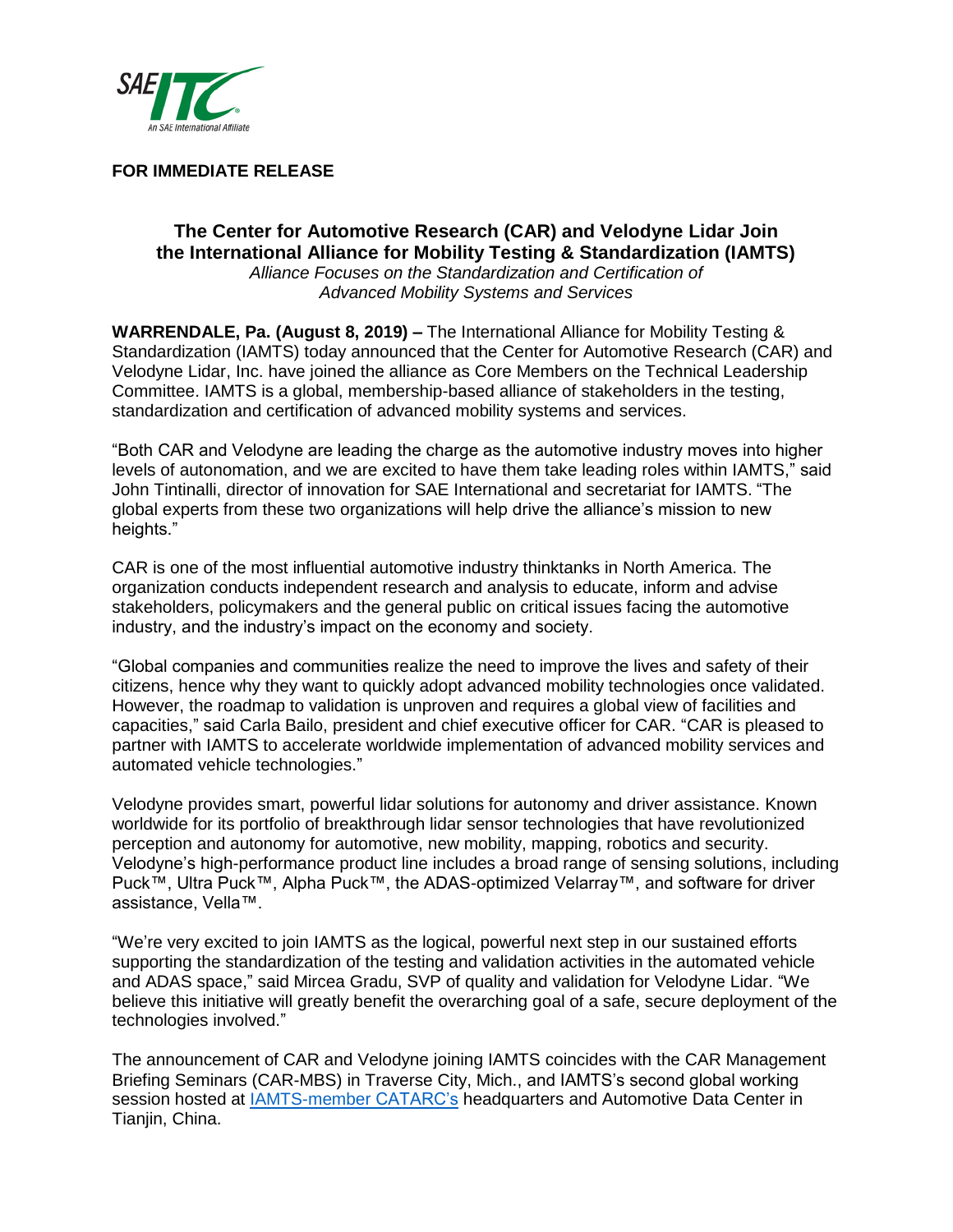**FOR IMMEDIATE RELEASE**

# The Center for Automotive Research (CAR) and Velodyne Lidar Join the International Alliance for Mobility Testing & Standardization (IAMTS)

*Alliance Focuses on the Standardization and Certification of Advanced Mobility Systems and Services*

**WARRENDALE, Pa. (August 8, 2019) –** The International Alliance for Mobility Testing & Standardization (IAMTS) today announced that the Center for Automotive Research (CAR) and Velodyne Lidar, Inc. have joined the alliance as Core Members on the Technical Leadership Committee. IAMTS is a global, membership-based alliance of stakeholders in the testing, standardization and certification of advanced mobility systems and services.

"Both CAR and Velodyne are leading the charge as the automotive industry moves into higher levels of autonomation, and we are excited to have them take leading roles within IAMTS," said John Tintinalli, director of innovation for SAE International and secretariat for IAMTS. "The global experts from these two organizations will help drive the alliance's mission to new heights."

CAR is one of the most influential automotive industry thinktanks in North America. The organization conducts independent research and analysis to educate, inform and advise stakeholders, policymakers and the general public on critical issues facing the automotive industry, and the industry's impact on the economy and society.

"Global companies and communities realize the need to improve the lives and safety of their citizens, hence why they want to quickly adopt advanced mobility technologies once validated. However, the roadmap to validation is unproven and requires a global view of facilities and capacities," said Carla Bailo, president and chief executive officer for CAR. "CAR is pleased to partner with IAMTS to accelerate worldwide implementation of advanced mobility services and automated vehicle technologies."

Velodyne provides smart, powerful lidar solutions for autonomy and driver assistance. Known worldwide for its portfolio of breakthrough lidar sensor technologies that have revolutionized perception and autonomy for automotive, new mobility, mapping, robotics and security. Velodyne's high-performance product line includes a broad range of sensing solutions, including Puck™, Ultra Puck™, Alpha Puck™, the ADAS-optimized Velarray™, and software for driver assistance, Vella™.

"We're very excited to join IAMTS as the logical, powerful next step in our sustained efforts supporting the standardization of the testing and validation activities in the automated vehicle and ADAS space," said Mircea Gradu, SVP of quality and validation for Velodyne Lidar. "We believe this initiative will greatly benefit the overarching goal of a safe, secure deployment of the technologies involved."

The announcement of CAR and Velodyne joining IAMTS coincides with the CAR Management Briefing Seminars (CAR-MBS) in Traverse City, Mich., and IAMTS's second global working session hosted at IAMTS-member CATARC's headquarters and Automotive Data Center in Tianjin, China.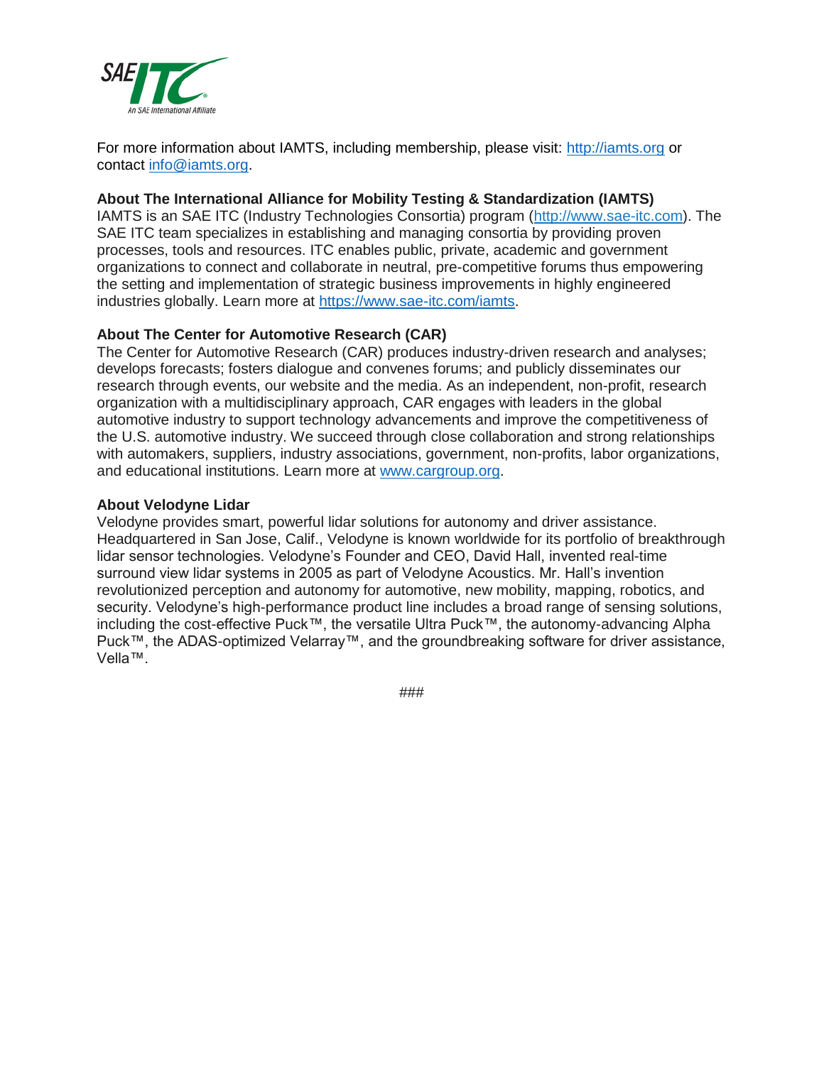For more information about IAMTS, including membership, please visit: http://iamts.org or contact info@iamts.org.

**About The International Alliance for Mobility Testing & Standardization (IAMTS)**
IAMTS is an SAE ITC (Industry Technologies Consortia) program (http://www.sae-itc.com). The SAE ITC team specializes in establishing and managing consortia by providing proven processes, tools and resources. ITC enables public, private, academic and government organizations to connect and collaborate in neutral, pre-competitive forums thus empowering the setting and implementation of strategic business improvements in highly engineered industries globally. Learn more at https://www.sae-itc.com/iamts.

**About The Center for Automotive Research (CAR)**
The Center for Automotive Research (CAR) produces industry-driven research and analyses; develops forecasts; fosters dialogue and convenes forums; and publicly disseminates our research through events, our website and the media. As an independent, non-profit, research organization with a multidisciplinary approach, CAR engages with leaders in the global automotive industry to support technology advancements and improve the competitiveness of the U.S. automotive industry. We succeed through close collaboration and strong relationships with automakers, suppliers, industry associations, government, non-profits, labor organizations, and educational institutions. Learn more at www.cargroup.org.

**About Velodyne Lidar**
Velodyne provides smart, powerful lidar solutions for autonomy and driver assistance. Headquartered in San Jose, Calif., Velodyne is known worldwide for its portfolio of breakthrough lidar sensor technologies. Velodyne's Founder and CEO, David Hall, invented real-time surround view lidar systems in 2005 as part of Velodyne Acoustics. Mr. Hall's invention revolutionized perception and autonomy for automotive, new mobility, mapping, robotics, and security. Velodyne's high-performance product line includes a broad range of sensing solutions, including the cost-effective Puck™, the versatile Ultra Puck™, the autonomy-advancing Alpha Puck™, the ADAS-optimized Velarray™, and the groundbreaking software for driver assistance, Vella™.

###